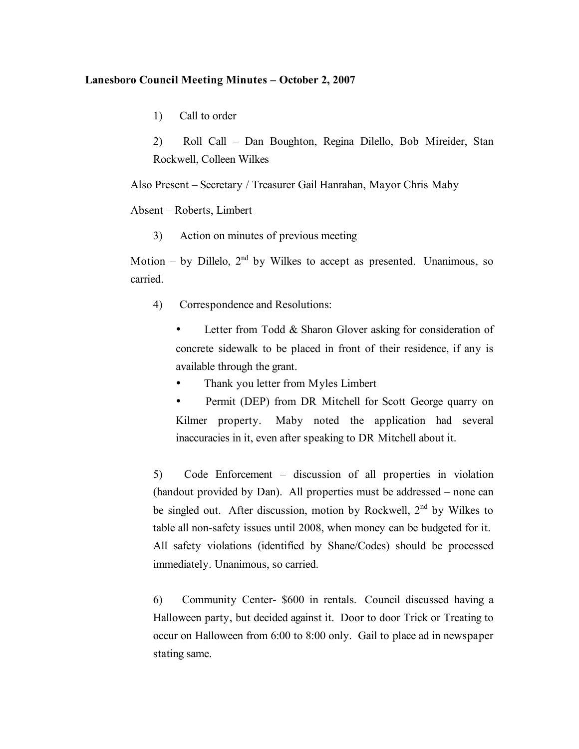**Lanesboro Council Meeting Minutes – October 2, 2007**

1) Call to order

2) Roll Call – Dan Boughton, Regina Dilello, Bob Mireider, Stan Rockwell, Colleen Wilkes

Also Present – Secretary / Treasurer Gail Hanrahan, Mayor Chris Maby

Absent – Roberts, Limbert

3) Action on minutes of previous meeting

Motion – by Dillelo, 2nd by Wilkes to accept as presented. Unanimous, so carried.

4) Correspondence and Resolutions:

- Letter from Todd & Sharon Glover asking for consideration of concrete sidewalk to be placed in front of their residence, if any is available through the grant.
- Thank you letter from Myles Limbert
- Permit (DEP) from DR Mitchell for Scott George quarry on Kilmer property. Maby noted the application had several inaccuracies in it, even after speaking to DR Mitchell about it.

5) Code Enforcement – discussion of all properties in violation (handout provided by Dan). All properties must be addressed – none can be singled out. After discussion, motion by Rockwell, 2nd by Wilkes to table all non-safety issues until 2008, when money can be budgeted for it. All safety violations (identified by Shane/Codes) should be processed immediately. Unanimous, so carried.

6) Community Center- $600 in rentals. Council discussed having a Halloween party, but decided against it. Door to door Trick or Treating to occur on Halloween from 6:00 to 8:00 only. Gail to place ad in newspaper stating same.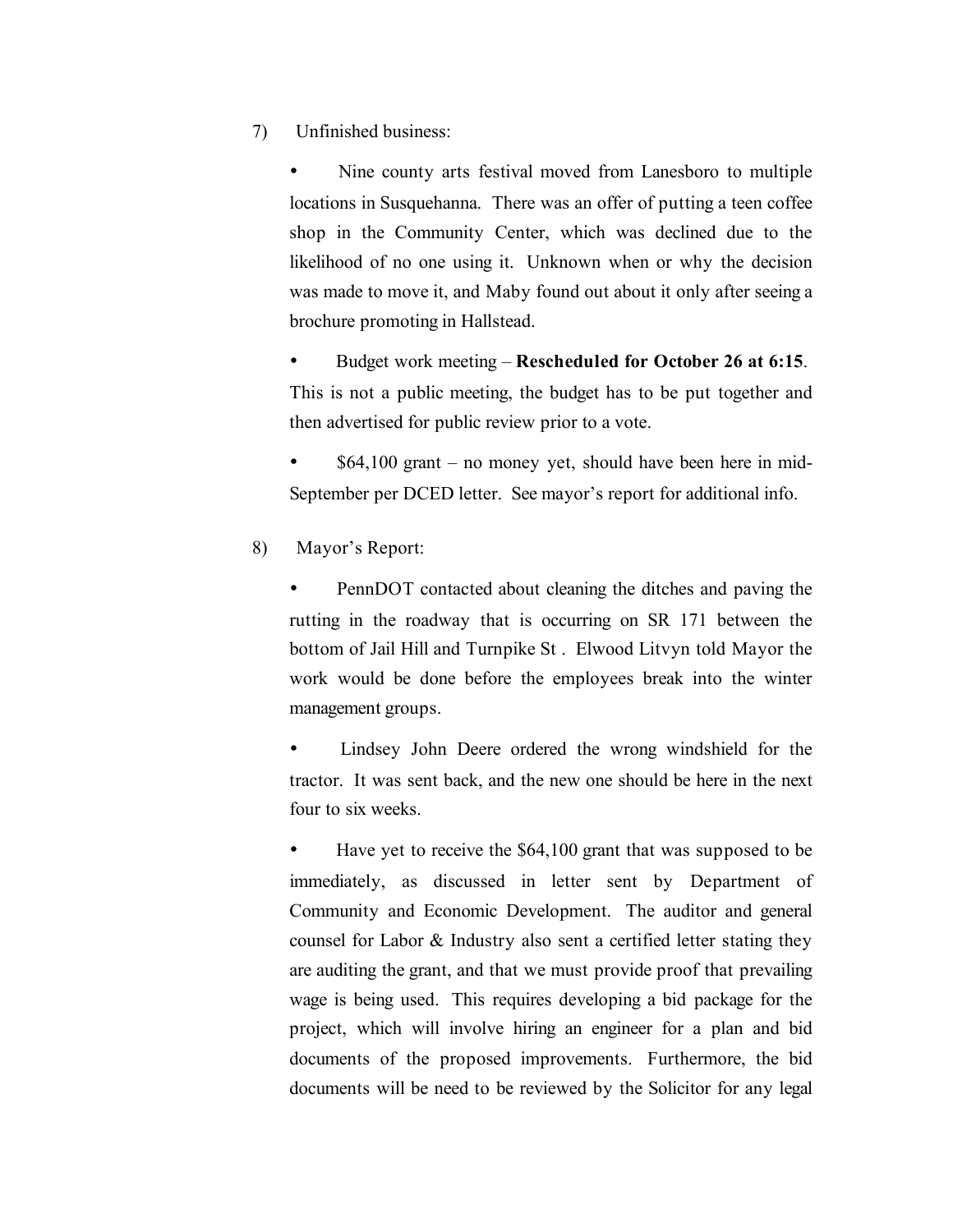7) Unfinished business:

- Nine county arts festival moved from Lanesboro to multiple locations in Susquehanna. There was an offer of putting a teen coffee shop in the Community Center, which was declined due to the likelihood of no one using it. Unknown when or why the decision was made to move it, and Maby found out about it only after seeing a brochure promoting in Hallstead.

- Budget work meeting – **Rescheduled for October 26 at 6:15**. This is not a public meeting, the budget has to be put together and then advertised for public review prior to a vote.

- $64,100 grant – no money yet, should have been here in mid-September per DCED letter. See mayor's report for additional info.

8) Mayor's Report:

- PennDOT contacted about cleaning the ditches and paving the rutting in the roadway that is occurring on SR 171 between the bottom of Jail Hill and Turnpike St . Elwood Litvyn told Mayor the work would be done before the employees break into the winter management groups.

- Lindsey John Deere ordered the wrong windshield for the tractor. It was sent back, and the new one should be here in the next four to six weeks.

- Have yet to receive the $64,100 grant that was supposed to be immediately, as discussed in letter sent by Department of Community and Economic Development. The auditor and general counsel for Labor & Industry also sent a certified letter stating they are auditing the grant, and that we must provide proof that prevailing wage is being used. This requires developing a bid package for the project, which will involve hiring an engineer for a plan and bid documents of the proposed improvements. Furthermore, the bid documents will be need to be reviewed by the Solicitor for any legal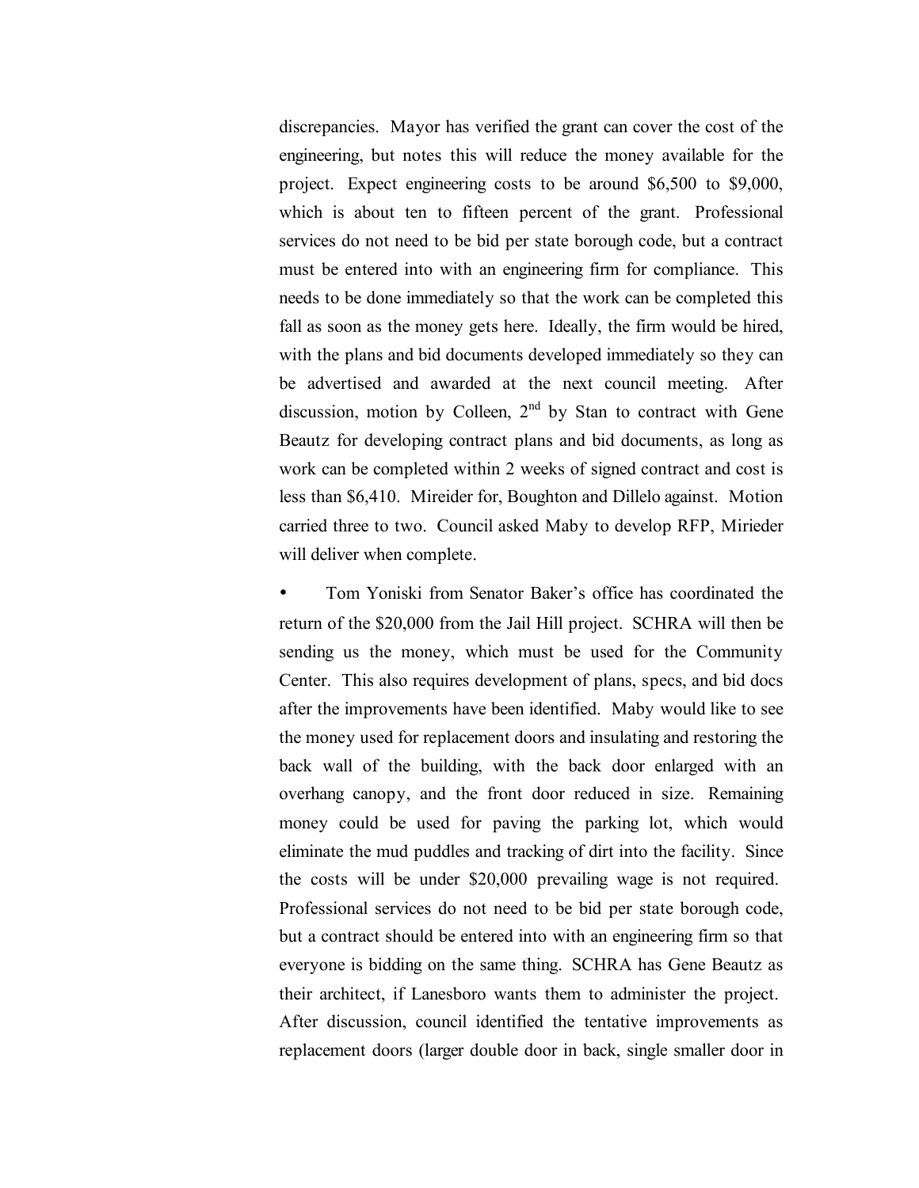discrepancies. Mayor has verified the grant can cover the cost of the engineering, but notes this will reduce the money available for the project. Expect engineering costs to be around $6,500 to $9,000, which is about ten to fifteen percent of the grant. Professional services do not need to be bid per state borough code, but a contract must be entered into with an engineering firm for compliance. This needs to be done immediately so that the work can be completed this fall as soon as the money gets here. Ideally, the firm would be hired, with the plans and bid documents developed immediately so they can be advertised and awarded at the next council meeting. After discussion, motion by Colleen, 2nd by Stan to contract with Gene Beautz for developing contract plans and bid documents, as long as work can be completed within 2 weeks of signed contract and cost is less than $6,410. Mireider for, Boughton and Dillelo against. Motion carried three to two. Council asked Maby to develop RFP, Mirieder will deliver when complete.

- Tom Yoniski from Senator Baker's office has coordinated the return of the $20,000 from the Jail Hill project. SCHRA will then be sending us the money, which must be used for the Community Center. This also requires development of plans, specs, and bid docs after the improvements have been identified. Maby would like to see the money used for replacement doors and insulating and restoring the back wall of the building, with the back door enlarged with an overhang canopy, and the front door reduced in size. Remaining money could be used for paving the parking lot, which would eliminate the mud puddles and tracking of dirt into the facility. Since the costs will be under $20,000 prevailing wage is not required. Professional services do not need to be bid per state borough code, but a contract should be entered into with an engineering firm so that everyone is bidding on the same thing. SCHRA has Gene Beautz as their architect, if Lanesboro wants them to administer the project. After discussion, council identified the tentative improvements as replacement doors (larger double door in back, single smaller door in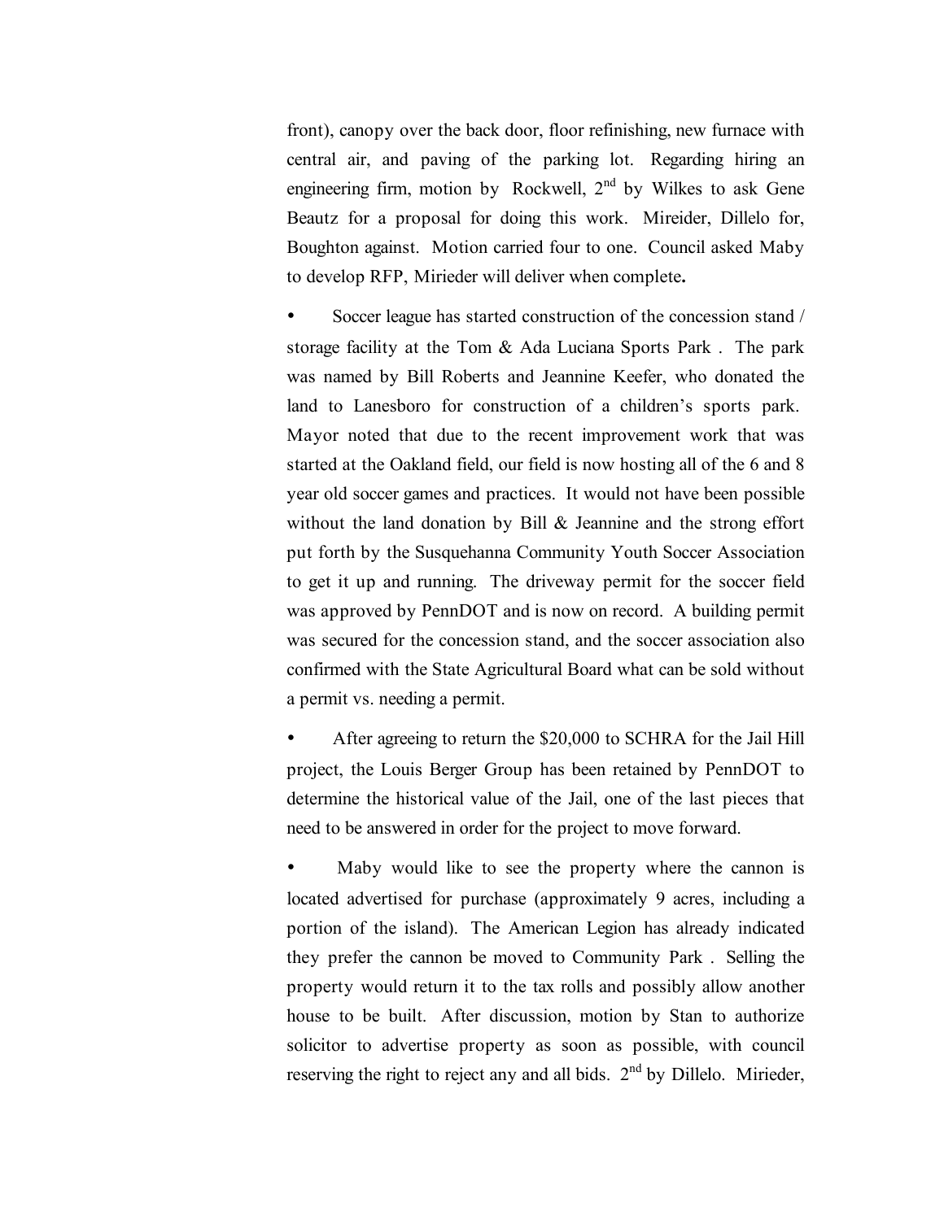front), canopy over the back door, floor refinishing, new furnace with central air, and paving of the parking lot. Regarding hiring an engineering firm, motion by Rockwell, 2nd by Wilkes to ask Gene Beautz for a proposal for doing this work. Mireider, Dillelo for, Boughton against. Motion carried four to one. Council asked Maby to develop RFP, Mirieder will deliver when complete**.**

- Soccer league has started construction of the concession stand / storage facility at the Tom & Ada Luciana Sports Park . The park was named by Bill Roberts and Jeannine Keefer, who donated the land to Lanesboro for construction of a children's sports park. Mayor noted that due to the recent improvement work that was started at the Oakland field, our field is now hosting all of the 6 and 8 year old soccer games and practices. It would not have been possible without the land donation by Bill & Jeannine and the strong effort put forth by the Susquehanna Community Youth Soccer Association to get it up and running. The driveway permit for the soccer field was approved by PennDOT and is now on record. A building permit was secured for the concession stand, and the soccer association also confirmed with the State Agricultural Board what can be sold without a permit vs. needing a permit.

- After agreeing to return the $20,000 to SCHRA for the Jail Hill project, the Louis Berger Group has been retained by PennDOT to determine the historical value of the Jail, one of the last pieces that need to be answered in order for the project to move forward.

- Maby would like to see the property where the cannon is located advertised for purchase (approximately 9 acres, including a portion of the island). The American Legion has already indicated they prefer the cannon be moved to Community Park . Selling the property would return it to the tax rolls and possibly allow another house to be built. After discussion, motion by Stan to authorize solicitor to advertise property as soon as possible, with council reserving the right to reject any and all bids. 2nd by Dillelo. Mirieder,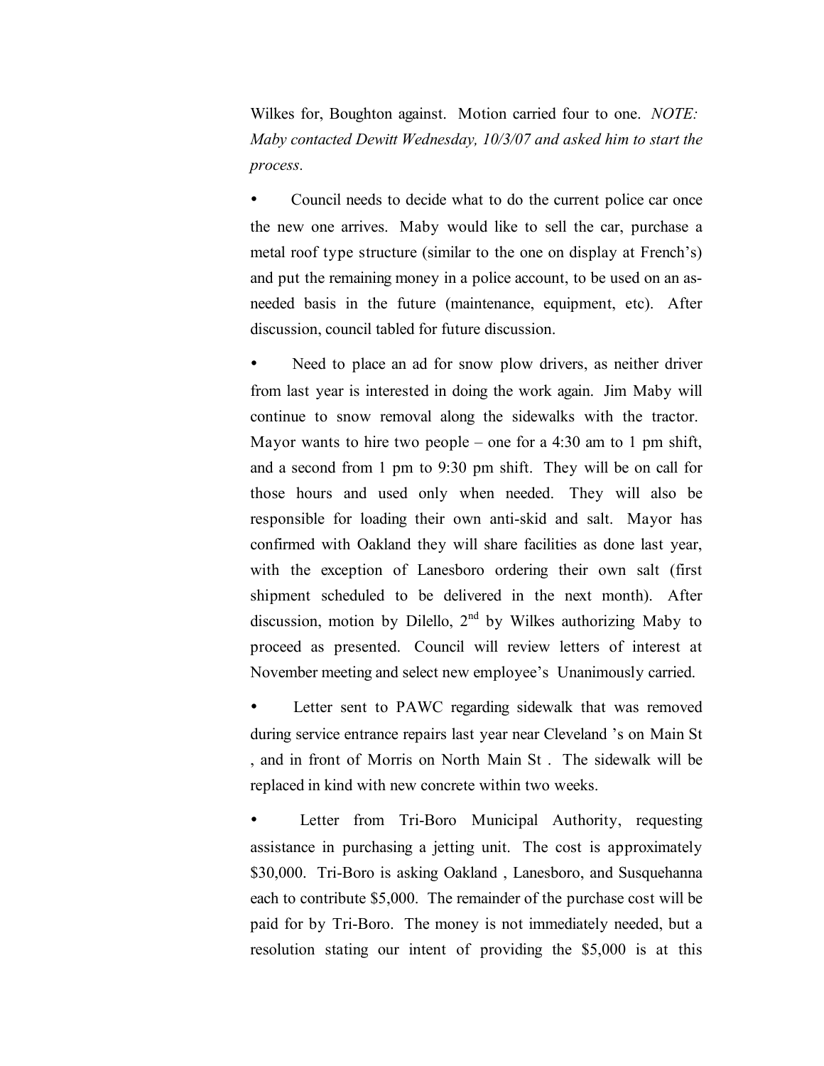Wilkes for, Boughton against. Motion carried four to one. *NOTE: Maby contacted Dewitt Wednesday, 10/3/07 and asked him to start the process.*

- Council needs to decide what to do the current police car once the new one arrives. Maby would like to sell the car, purchase a metal roof type structure (similar to the one on display at French's) and put the remaining money in a police account, to be used on an as-needed basis in the future (maintenance, equipment, etc). After discussion, council tabled for future discussion.

- Need to place an ad for snow plow drivers, as neither driver from last year is interested in doing the work again. Jim Maby will continue to snow removal along the sidewalks with the tractor. Mayor wants to hire two people – one for a 4:30 am to 1 pm shift, and a second from 1 pm to 9:30 pm shift. They will be on call for those hours and used only when needed. They will also be responsible for loading their own anti-skid and salt. Mayor has confirmed with Oakland they will share facilities as done last year, with the exception of Lanesboro ordering their own salt (first shipment scheduled to be delivered in the next month). After discussion, motion by Dilello, 2nd by Wilkes authorizing Maby to proceed as presented. Council will review letters of interest at November meeting and select new employee's Unanimously carried.

- Letter sent to PAWC regarding sidewalk that was removed during service entrance repairs last year near Cleveland 's on Main St , and in front of Morris on North Main St . The sidewalk will be replaced in kind with new concrete within two weeks.

- Letter from Tri-Boro Municipal Authority, requesting assistance in purchasing a jetting unit. The cost is approximately $30,000. Tri-Boro is asking Oakland , Lanesboro, and Susquehanna each to contribute $5,000. The remainder of the purchase cost will be paid for by Tri-Boro. The money is not immediately needed, but a resolution stating our intent of providing the $5,000 is at this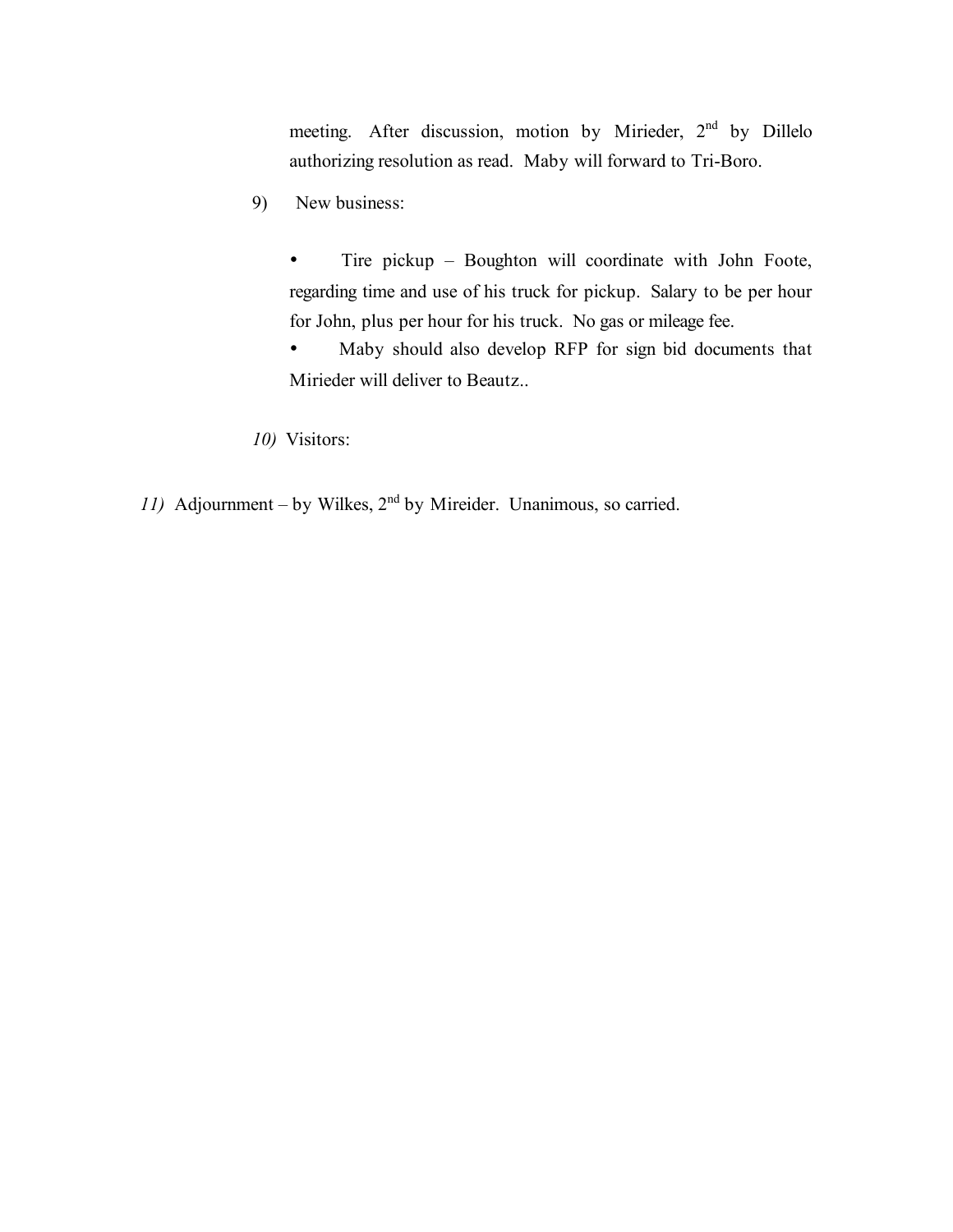meeting. After discussion, motion by Mirieder, 2nd by Dillelo authorizing resolution as read. Maby will forward to Tri-Boro.

9) New business:

- Tire pickup – Boughton will coordinate with John Foote, regarding time and use of his truck for pickup. Salary to be per hour for John, plus per hour for his truck. No gas or mileage fee.
- Maby should also develop RFP for sign bid documents that Mirieder will deliver to Beautz..

*10)* Visitors:

*11)* Adjournment – by Wilkes, 2nd by Mireider. Unanimous, so carried.